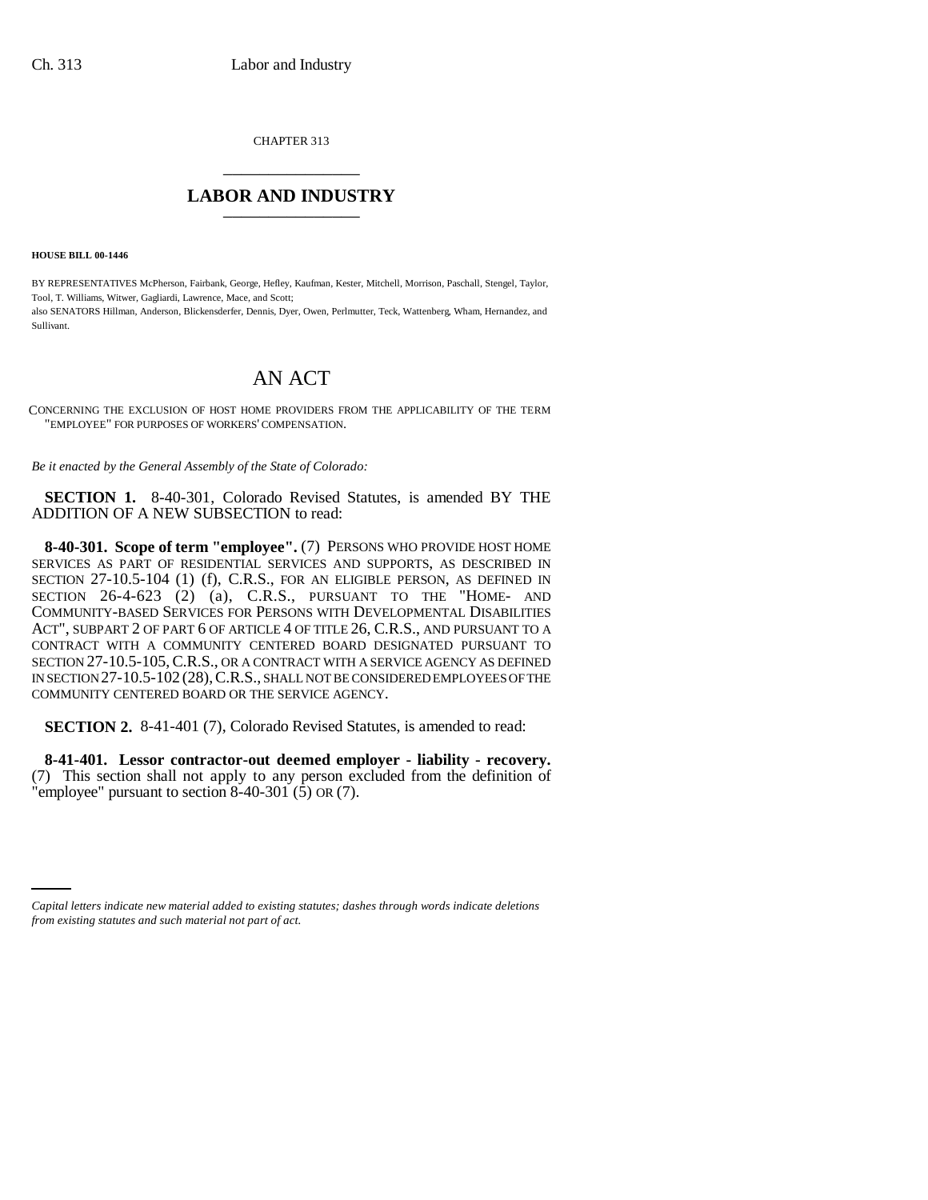CHAPTER 313

# LABOR AND INDUSTRY

**HOUSE BILL 00-1446**

BY REPRESENTATIVES McPherson, Fairbank, George, Hefley, Kaufman, Kester, Mitchell, Morrison, Paschall, Stengel, Taylor, Tool, T. Williams, Witwer, Gagliardi, Lawrence, Mace, and Scott;
also SENATORS Hillman, Anderson, Blickensderfer, Dennis, Dyer, Owen, Perlmutter, Teck, Wattenberg, Wham, Hernandez, and Sullivant.

# AN ACT

CONCERNING THE EXCLUSION OF HOST HOME PROVIDERS FROM THE APPLICABILITY OF THE TERM "EMPLOYEE" FOR PURPOSES OF WORKERS' COMPENSATION.

*Be it enacted by the General Assembly of the State of Colorado:*

**SECTION 1.** 8-40-301, Colorado Revised Statutes, is amended BY THE ADDITION OF A NEW SUBSECTION to read:

**8-40-301. Scope of term "employee".** (7) PERSONS WHO PROVIDE HOST HOME SERVICES AS PART OF RESIDENTIAL SERVICES AND SUPPORTS, AS DESCRIBED IN SECTION 27-10.5-104 (1) (f), C.R.S., FOR AN ELIGIBLE PERSON, AS DEFINED IN SECTION 26-4-623 (2) (a), C.R.S., PURSUANT TO THE "HOME- AND COMMUNITY-BASED SERVICES FOR PERSONS WITH DEVELOPMENTAL DISABILITIES ACT", SUBPART 2 OF PART 6 OF ARTICLE 4 OF TITLE 26, C.R.S., AND PURSUANT TO A CONTRACT WITH A COMMUNITY CENTERED BOARD DESIGNATED PURSUANT TO SECTION 27-10.5-105, C.R.S., OR A CONTRACT WITH A SERVICE AGENCY AS DEFINED IN SECTION 27-10.5-102 (28), C.R.S., SHALL NOT BE CONSIDERED EMPLOYEES OF THE COMMUNITY CENTERED BOARD OR THE SERVICE AGENCY.

**SECTION 2.** 8-41-401 (7), Colorado Revised Statutes, is amended to read:

**8-41-401. Lessor contractor-out deemed employer - liability - recovery.** (7) This section shall not apply to any person excluded from the definition of "employee" pursuant to section 8-40-301 (5) OR (7).

*Capital letters indicate new material added to existing statutes; dashes through words indicate deletions from existing statutes and such material not part of act.*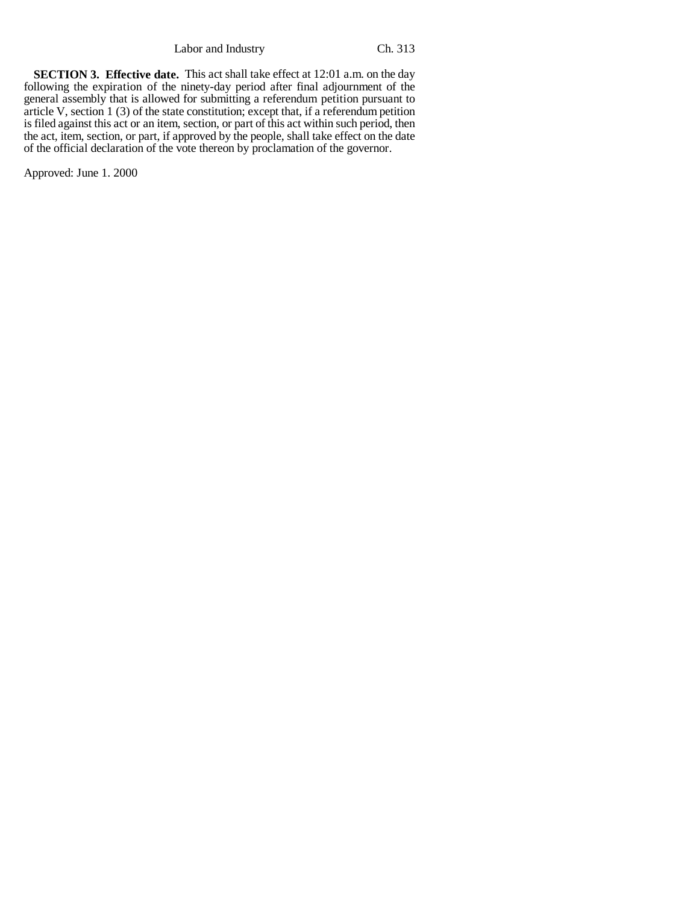**SECTION 3. Effective date.** This act shall take effect at 12:01 a.m. on the day following the expiration of the ninety-day period after final adjournment of the general assembly that is allowed for submitting a referendum petition pursuant to article V, section 1 (3) of the state constitution; except that, if a referendum petition is filed against this act or an item, section, or part of this act within such period, then the act, item, section, or part, if approved by the people, shall take effect on the date of the official declaration of the vote thereon by proclamation of the governor.

Approved: June 1. 2000